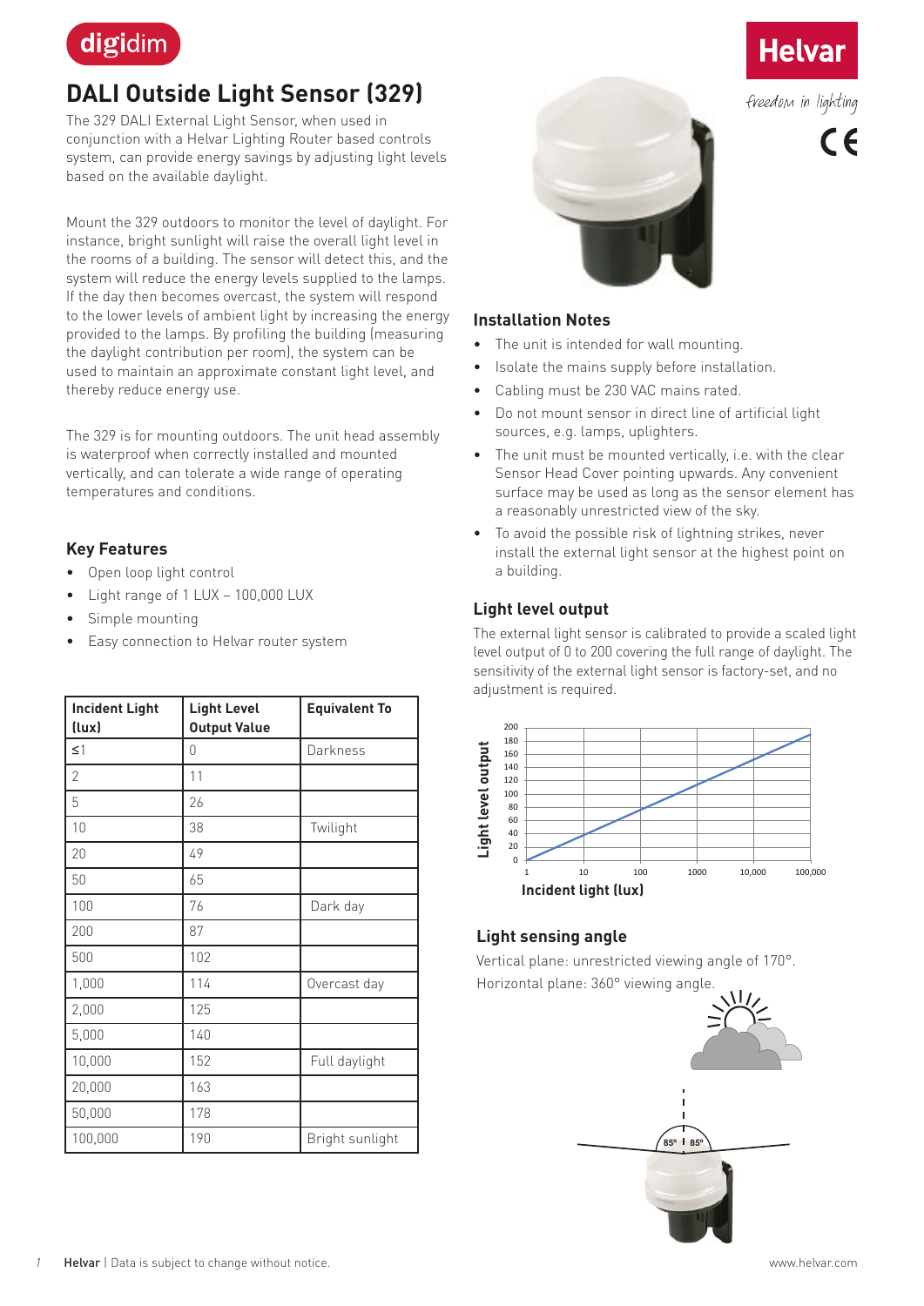# DALI Outside Light Sensor (329)

The 329 DALI External Light Sensor, when used in conjunction with a Helvar Lighting Router based controls system, can provide energy savings by adjusting light levels based on the available daylight.

Mount the 329 outdoors to monitor the level of daylight. For instance, bright sunlight will raise the overall light level in the rooms of a building. The sensor will detect this, and the system will reduce the energy levels supplied to the lamps. If the day then becomes overcast, the system will respond to the lower levels of ambient light by increasing the energy provided to the lamps. By profiling the building (measuring the daylight contribution per room), the system can be used to maintain an approximate constant light level, and thereby reduce energy use.

The 329 is for mounting outdoors. The unit head assembly is waterproof when correctly installed and mounted vertically, and can tolerate a wide range of operating temperatures and conditions.

## Key Features

- Open loop light control
- Light range of 1 LUX – 100,000 LUX
- Simple mounting
- Easy connection to Helvar router system

| Incident Light (lux) | Light Level Output Value | Equivalent To |
|---|---|---|
| ≤1 | 0 | Darkness |
| 2 | 11 | |
| 5 | 26 | |
| 10 | 38 | Twilight |
| 20 | 49 | |
| 50 | 65 | |
| 100 | 76 | Dark day |
| 200 | 87 | |
| 500 | 102 | |
| 1,000 | 114 | Overcast day |
| 2,000 | 125 | |
| 5,000 | 140 | |
| 10,000 | 152 | Full daylight |
| 20,000 | 163 | |
| 50,000 | 178 | |
| 100,000 | 190 | Bright sunlight |

## Installation Notes

- The unit is intended for wall mounting.
- Isolate the mains supply before installation.
- Cabling must be 230 VAC mains rated.
- Do not mount sensor in direct line of artificial light sources, e.g. lamps, uplighters.
- The unit must be mounted vertically, i.e. with the clear Sensor Head Cover pointing upwards. Any convenient surface may be used as long as the sensor element has a reasonably unrestricted view of the sky.
- To avoid the possible risk of lightning strikes, never install the external light sensor at the highest point on a building.

## Light level output

The external light sensor is calibrated to provide a scaled light level output of 0 to 200 covering the full range of daylight. The sensitivity of the external light sensor is factory-set, and no adjustment is required.

## Light sensing angle

Vertical plane: unrestricted viewing angle of 170°.

Horizontal plane: 360° viewing angle.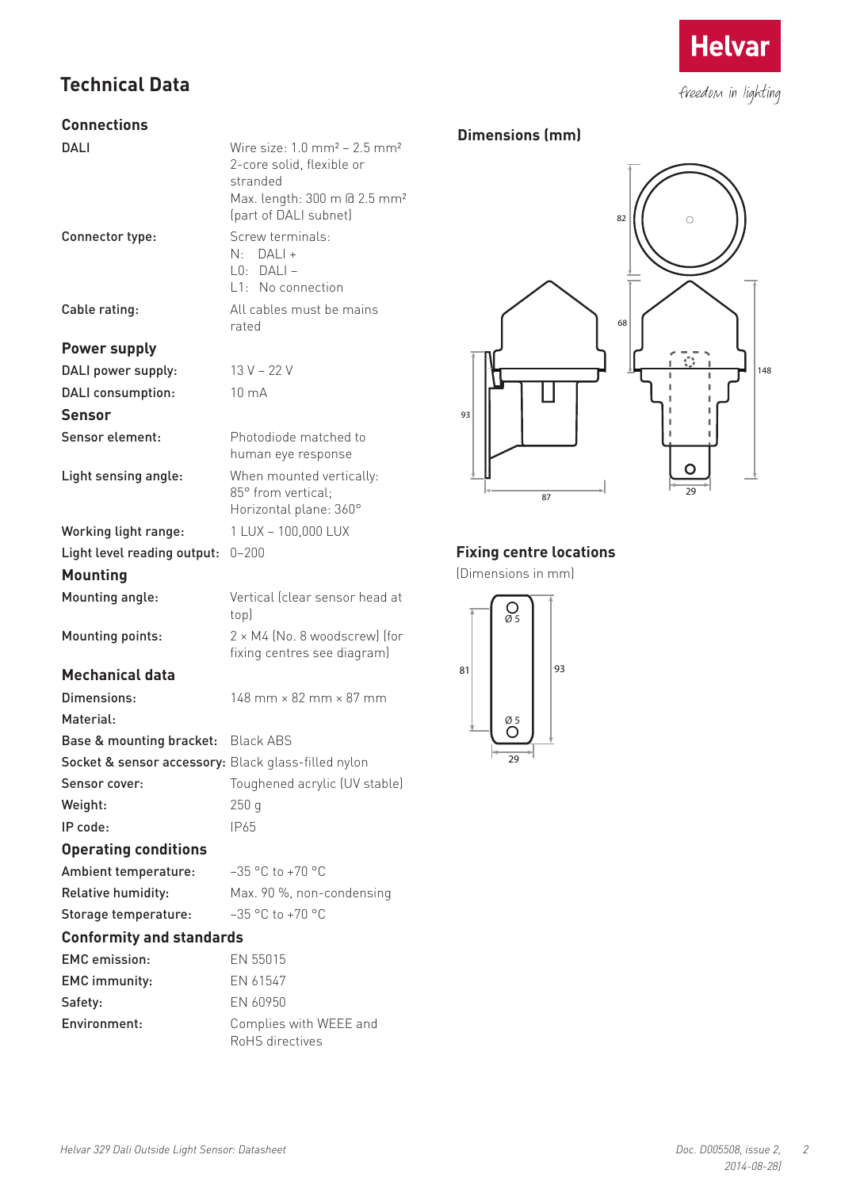# Technical Data

## Connections

| | |
|---|---|
| DALI | Wire size: 1.0 mm² – 2.5 mm² 2-core solid, flexible or stranded Max. length: 300 m @ 2.5 mm² (part of DALI subnet) |
| Connector type: | Screw terminals: N: DALI + L0: DALI – L1: No connection |
| Cable rating: | All cables must be mains rated |

## Power supply

| | |
|---|---|
| DALI power supply: | 13 V – 22 V |
| DALI consumption: | 10 mA |

## Sensor

| | |
|---|---|
| Sensor element: | Photodiode matched to human eye response |
| Light sensing angle: | When mounted vertically: 85° from vertical; Horizontal plane: 360° |
| Working light range: | 1 LUX – 100,000 LUX |
| Light level reading output: | 0–200 |

## Mounting

| | |
|---|---|
| Mounting angle: | Vertical (clear sensor head at top) |
| Mounting points: | 2 × M4 (No. 8 woodscrew) (for fixing centres see diagram) |

## Mechanical data

| | |
|---|---|
| Dimensions: | 148 mm × 82 mm × 87 mm |
| Material: | |
| Base & mounting bracket: | Black ABS |
| Socket & sensor accessory: | Black glass-filled nylon |
| Sensor cover: | Toughened acrylic (UV stable) |
| Weight: | 250 g |
| IP code: | IP65 |

## Operating conditions

| | |
|---|---|
| Ambient temperature: | –35 °C to +70 °C |
| Relative humidity: | Max. 90 %, non-condensing |
| Storage temperature: | –35 °C to +70 °C |

## Conformity and standards

| | |
|---|---|
| EMC emission: | EN 55015 |
| EMC immunity: | EN 61547 |
| Safety: | EN 60950 |
| Environment: | Complies with WEEE and RoHS directives |

## Dimensions (mm)

82
68
148
93
87
29

## Fixing centre locations

(Dimensions in mm)

Ø 5
Ø 5
81
93
29